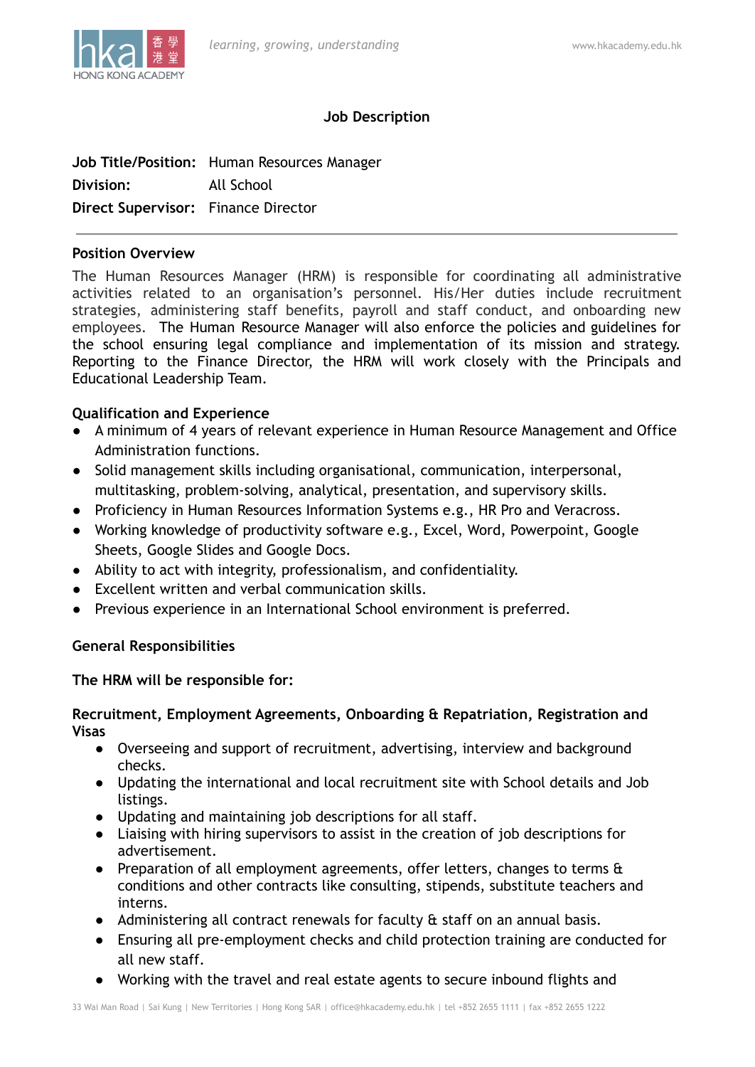## Job Description

**Job Title/Position:** Human Resources Manager
**Division:** All School
**Direct Supervisor:** Finance Director

---

### Position Overview

The Human Resources Manager (HRM) is responsible for coordinating all administrative activities related to an organisation's personnel. His/Her duties include recruitment strategies, administering staff benefits, payroll and staff conduct, and onboarding new employees. The Human Resource Manager will also enforce the policies and guidelines for the school ensuring legal compliance and implementation of its mission and strategy. Reporting to the Finance Director, the HRM will work closely with the Principals and Educational Leadership Team.

### Qualification and Experience

- A minimum of 4 years of relevant experience in Human Resource Management and Office Administration functions.
- Solid management skills including organisational, communication, interpersonal, multitasking, problem-solving, analytical, presentation, and supervisory skills.
- Proficiency in Human Resources Information Systems e.g., HR Pro and Veracross.
- Working knowledge of productivity software e.g., Excel, Word, Powerpoint, Google Sheets, Google Slides and Google Docs.
- Ability to act with integrity, professionalism, and confidentiality.
- Excellent written and verbal communication skills.
- Previous experience in an International School environment is preferred.

### General Responsibilities

**The HRM will be responsible for:**

**Recruitment, Employment Agreements, Onboarding & Repatriation, Registration and Visas**

- Overseeing and support of recruitment, advertising, interview and background checks.
- Updating the international and local recruitment site with School details and Job listings.
- Updating and maintaining job descriptions for all staff.
- Liaising with hiring supervisors to assist in the creation of job descriptions for advertisement.
- Preparation of all employment agreements, offer letters, changes to terms & conditions and other contracts like consulting, stipends, substitute teachers and interns.
- Administering all contract renewals for faculty & staff on an annual basis.
- Ensuring all pre-employment checks and child protection training are conducted for all new staff.
- Working with the travel and real estate agents to secure inbound flights and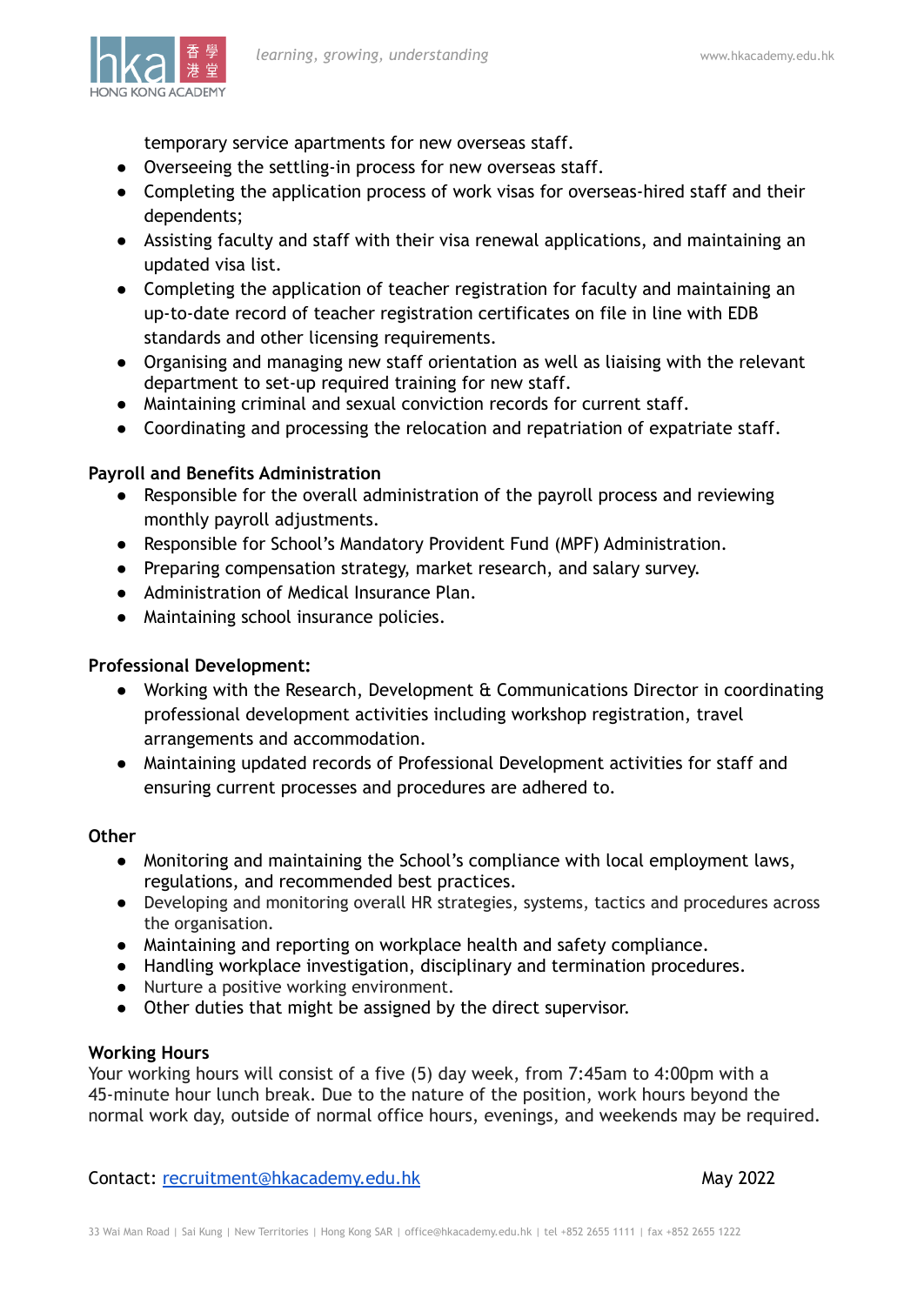temporary service apartments for new overseas staff.

- Overseeing the settling-in process for new overseas staff.
- Completing the application process of work visas for overseas-hired staff and their dependents;
- Assisting faculty and staff with their visa renewal applications, and maintaining an updated visa list.
- Completing the application of teacher registration for faculty and maintaining an up-to-date record of teacher registration certificates on file in line with EDB standards and other licensing requirements.
- Organising and managing new staff orientation as well as liaising with the relevant department to set-up required training for new staff.
- Maintaining criminal and sexual conviction records for current staff.
- Coordinating and processing the relocation and repatriation of expatriate staff.

**Payroll and Benefits Administration**

- Responsible for the overall administration of the payroll process and reviewing monthly payroll adjustments.
- Responsible for School's Mandatory Provident Fund (MPF) Administration.
- Preparing compensation strategy, market research, and salary survey.
- Administration of Medical Insurance Plan.
- Maintaining school insurance policies.

**Professional Development:**

- Working with the Research, Development & Communications Director in coordinating professional development activities including workshop registration, travel arrangements and accommodation.
- Maintaining updated records of Professional Development activities for staff and ensuring current processes and procedures are adhered to.

**Other**

- Monitoring and maintaining the School's compliance with local employment laws, regulations, and recommended best practices.
- Developing and monitoring overall HR strategies, systems, tactics and procedures across the organisation.
- Maintaining and reporting on workplace health and safety compliance.
- Handling workplace investigation, disciplinary and termination procedures.
- Nurture a positive working environment.
- Other duties that might be assigned by the direct supervisor.

**Working Hours**

Your working hours will consist of a five (5) day week, from 7:45am to 4:00pm with a 45-minute hour lunch break. Due to the nature of the position, work hours beyond the normal work day, outside of normal office hours, evenings, and weekends may be required.

Contact: recruitment@hkacademy.edu.hk May 2022